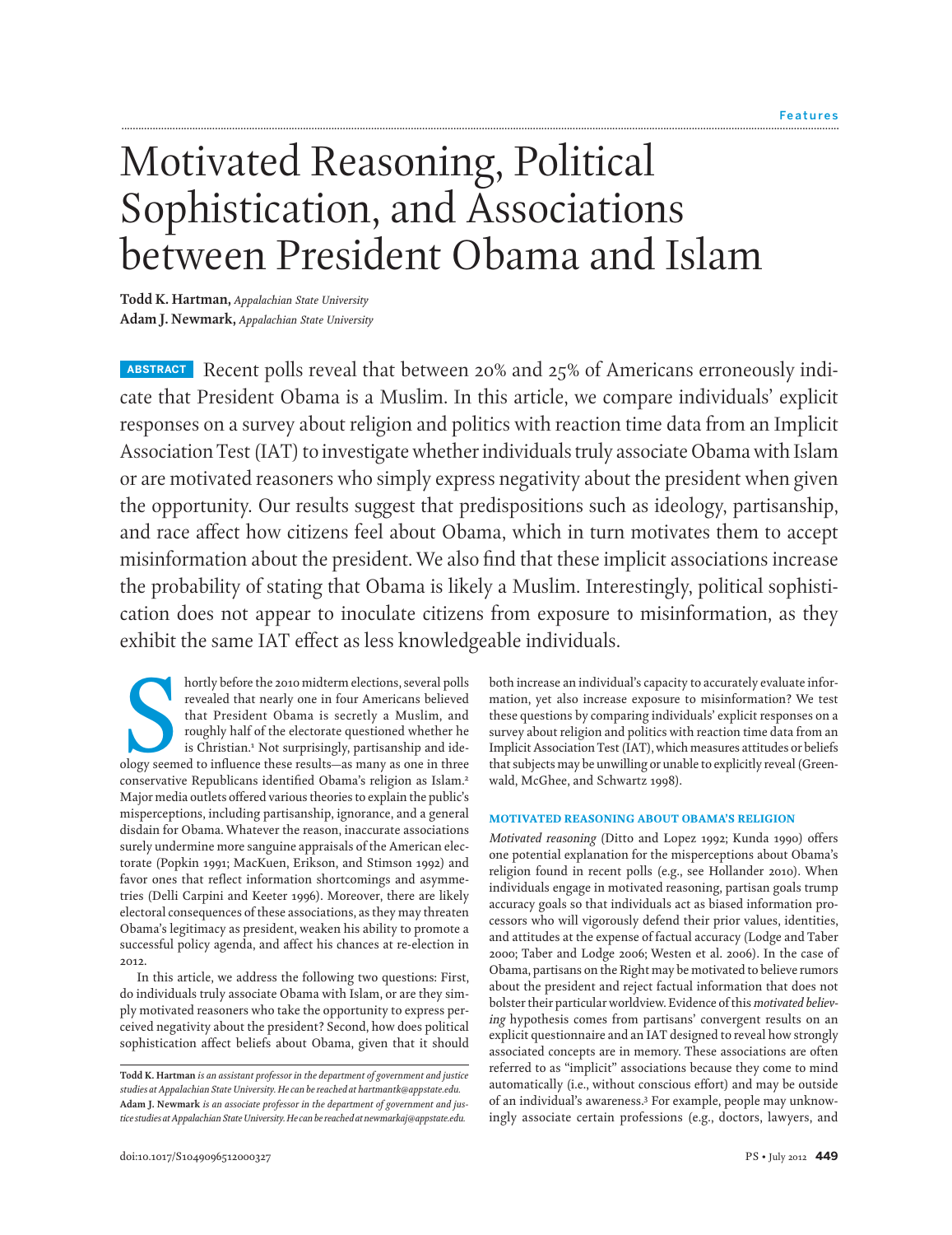Features

# Motivated Reasoning, Political Sophistication, and Associations between President Obama and Islam

**Todd K. Hartman,** *Appalachian State University*
**Adam J. Newmark,** *Appalachian State University*

**ABSTRACT** Recent polls reveal that between 20% and 25% of Americans erroneously indicate that President Obama is a Muslim. In this article, we compare individuals' explicit responses on a survey about religion and politics with reaction time data from an Implicit Association Test (IAT) to investigate whether individuals truly associate Obama with Islam or are motivated reasoners who simply express negativity about the president when given the opportunity. Our results suggest that predispositions such as ideology, partisanship, and race affect how citizens feel about Obama, which in turn motivates them to accept misinformation about the president. We also find that these implicit associations increase the probability of stating that Obama is likely a Muslim. Interestingly, political sophistication does not appear to inoculate citizens from exposure to misinformation, as they exhibit the same IAT effect as less knowledgeable individuals.

Shortly before the 2010 midterm elections, several polls revealed that nearly one in four Americans believed that President Obama is secretly a Muslim, and roughly half of the electorate questioned whether he is Christian.[1] Not surprisingly, partisanship and ideology seemed to influence these results—as many as one in three conservative Republicans identified Obama's religion as Islam.[2] Major media outlets offered various theories to explain the public's misperceptions, including partisanship, ignorance, and a general disdain for Obama. Whatever the reason, inaccurate associations surely undermine more sanguine appraisals of the American electorate (Popkin 1991; MacKuen, Erikson, and Stimson 1992) and favor ones that reflect information shortcomings and asymmetries (Delli Carpini and Keeter 1996). Moreover, there are likely electoral consequences of these associations, as they may threaten Obama's legitimacy as president, weaken his ability to promote a successful policy agenda, and affect his chances at re-election in 2012.

In this article, we address the following two questions: First, do individuals truly associate Obama with Islam, or are they simply motivated reasoners who take the opportunity to express perceived negativity about the president? Second, how does political sophistication affect beliefs about Obama, given that it should both increase an individual's capacity to accurately evaluate information, yet also increase exposure to misinformation? We test these questions by comparing individuals' explicit responses on a survey about religion and politics with reaction time data from an Implicit Association Test (IAT), which measures attitudes or beliefs that subjects may be unwilling or unable to explicitly reveal (Greenwald, McGhee, and Schwartz 1998).

### MOTIVATED REASONING ABOUT OBAMA'S RELIGION

*Motivated reasoning* (Ditto and Lopez 1992; Kunda 1990) offers one potential explanation for the misperceptions about Obama's religion found in recent polls (e.g., see Hollander 2010). When individuals engage in motivated reasoning, partisan goals trump accuracy goals so that individuals act as biased information processors who will vigorously defend their prior values, identities, and attitudes at the expense of factual accuracy (Lodge and Taber 2000; Taber and Lodge 2006; Westen et al. 2006). In the case of Obama, partisans on the Right may be motivated to believe rumors about the president and reject factual information that does not bolster their particular worldview. Evidence of this *motivated believing* hypothesis comes from partisans' convergent results on an explicit questionnaire and an IAT designed to reveal how strongly associated concepts are in memory. These associations are often referred to as "implicit" associations because they come to mind automatically (i.e., without conscious effort) and may be outside of an individual's awareness.[3] For example, people may unknowingly associate certain professions (e.g., doctors, lawyers, and

**Todd K. Hartman** *is an assistant professor in the department of government and justice studies at Appalachian State University. He can be reached at hartmantk@appstate.edu.*
**Adam J. Newmark** *is an associate professor in the department of government and justice studies at Appalachian State University. He can be reached at newmarkaj@appstate.edu.*

doi:10.1017/S1049096512000327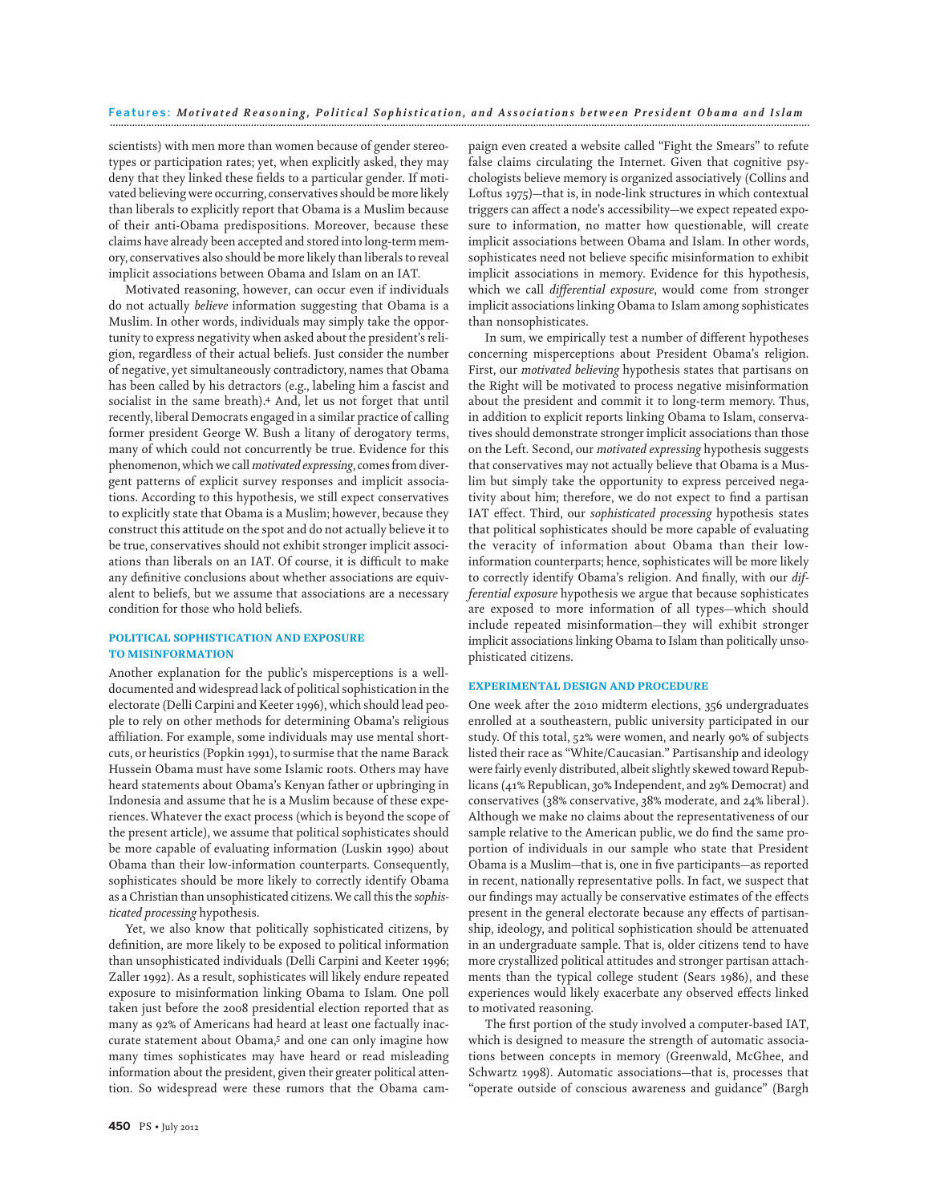scientists) with men more than women because of gender stereotypes or participation rates; yet, when explicitly asked, they may deny that they linked these fields to a particular gender. If motivated believing were occurring, conservatives should be more likely than liberals to explicitly report that Obama is a Muslim because of their anti-Obama predispositions. Moreover, because these claims have already been accepted and stored into long-term memory, conservatives also should be more likely than liberals to reveal implicit associations between Obama and Islam on an IAT.

Motivated reasoning, however, can occur even if individuals do not actually *believe* information suggesting that Obama is a Muslim. In other words, individuals may simply take the opportunity to express negativity when asked about the president's religion, regardless of their actual beliefs. Just consider the number of negative, yet simultaneously contradictory, names that Obama has been called by his detractors (e.g., labeling him a fascist and socialist in the same breath).[4] And, let us not forget that until recently, liberal Democrats engaged in a similar practice of calling former president George W. Bush a litany of derogatory terms, many of which could not concurrently be true. Evidence for this phenomenon, which we call *motivated expressing*, comes from divergent patterns of explicit survey responses and implicit associations. According to this hypothesis, we still expect conservatives to explicitly state that Obama is a Muslim; however, because they construct this attitude on the spot and do not actually believe it to be true, conservatives should not exhibit stronger implicit associations than liberals on an IAT. Of course, it is difficult to make any definitive conclusions about whether associations are equivalent to beliefs, but we assume that associations are a necessary condition for those who hold beliefs.

## POLITICAL SOPHISTICATION AND EXPOSURE TO MISINFORMATION

Another explanation for the public's misperceptions is a well-documented and widespread lack of political sophistication in the electorate (Delli Carpini and Keeter 1996), which should lead people to rely on other methods for determining Obama's religious affiliation. For example, some individuals may use mental shortcuts, or heuristics (Popkin 1991), to surmise that the name Barack Hussein Obama must have some Islamic roots. Others may have heard statements about Obama's Kenyan father or upbringing in Indonesia and assume that he is a Muslim because of these experiences. Whatever the exact process (which is beyond the scope of the present article), we assume that political sophisticates should be more capable of evaluating information (Luskin 1990) about Obama than their low-information counterparts. Consequently, sophisticates should be more likely to correctly identify Obama as a Christian than unsophisticated citizens. We call this the *sophisticated processing* hypothesis.

Yet, we also know that politically sophisticated citizens, by definition, are more likely to be exposed to political information than unsophisticated individuals (Delli Carpini and Keeter 1996; Zaller 1992). As a result, sophisticates will likely endure repeated exposure to misinformation linking Obama to Islam. One poll taken just before the 2008 presidential election reported that as many as 92% of Americans had heard at least one factually inaccurate statement about Obama,[5] and one can only imagine how many times sophisticates may have heard or read misleading information about the president, given their greater political attention. So widespread were these rumors that the Obama campaign even created a website called "Fight the Smears" to refute false claims circulating the Internet. Given that cognitive psychologists believe memory is organized associatively (Collins and Loftus 1975)—that is, in node-link structures in which contextual triggers can affect a node's accessibility—we expect repeated exposure to information, no matter how questionable, will create implicit associations between Obama and Islam. In other words, sophisticates need not believe specific misinformation to exhibit implicit associations in memory. Evidence for this hypothesis, which we call *differential exposure*, would come from stronger implicit associations linking Obama to Islam among sophisticates than nonsophisticates.

In sum, we empirically test a number of different hypotheses concerning misperceptions about President Obama's religion. First, our *motivated believing* hypothesis states that partisans on the Right will be motivated to process negative misinformation about the president and commit it to long-term memory. Thus, in addition to explicit reports linking Obama to Islam, conservatives should demonstrate stronger implicit associations than those on the Left. Second, our *motivated expressing* hypothesis suggests that conservatives may not actually believe that Obama is a Muslim but simply take the opportunity to express perceived negativity about him; therefore, we do not expect to find a partisan IAT effect. Third, our *sophisticated processing* hypothesis states that political sophisticates should be more capable of evaluating the veracity of information about Obama than their low-information counterparts; hence, sophisticates will be more likely to correctly identify Obama's religion. And finally, with our *differential exposure* hypothesis we argue that because sophisticates are exposed to more information of all types—which should include repeated misinformation—they will exhibit stronger implicit associations linking Obama to Islam than politically unsophisticated citizens.

## EXPERIMENTAL DESIGN AND PROCEDURE

One week after the 2010 midterm elections, 356 undergraduates enrolled at a southeastern, public university participated in our study. Of this total, 52% were women, and nearly 90% of subjects listed their race as "White/Caucasian." Partisanship and ideology were fairly evenly distributed, albeit slightly skewed toward Republicans (41% Republican, 30% Independent, and 29% Democrat) and conservatives (38% conservative, 38% moderate, and 24% liberal). Although we make no claims about the representativeness of our sample relative to the American public, we do find the same proportion of individuals in our sample who state that President Obama is a Muslim—that is, one in five participants—as reported in recent, nationally representative polls. In fact, we suspect that our findings may actually be conservative estimates of the effects present in the general electorate because any effects of partisanship, ideology, and political sophistication should be attenuated in an undergraduate sample. That is, older citizens tend to have more crystallized political attitudes and stronger partisan attachments than the typical college student (Sears 1986), and these experiences would likely exacerbate any observed effects linked to motivated reasoning.

The first portion of the study involved a computer-based IAT, which is designed to measure the strength of automatic associations between concepts in memory (Greenwald, McGhee, and Schwartz 1998). Automatic associations—that is, processes that "operate outside of conscious awareness and guidance" (Bargh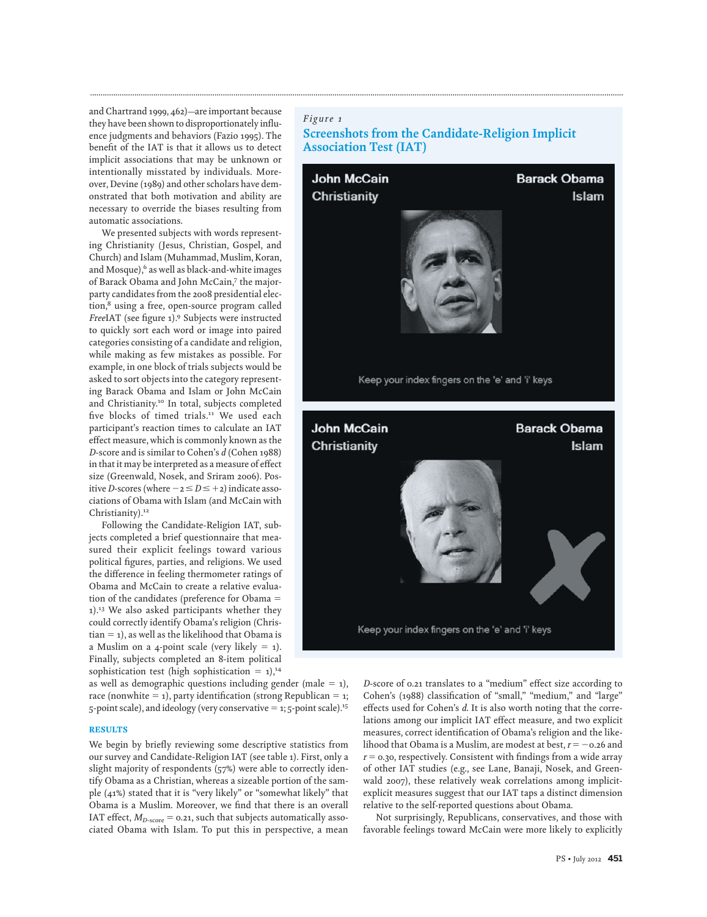and Chartrand 1999, 462)—are important because they have been shown to disproportionately influence judgments and behaviors (Fazio 1995). The benefit of the IAT is that it allows us to detect implicit associations that may be unknown or intentionally misstated by individuals. Moreover, Devine (1989) and other scholars have demonstrated that both motivation and ability are necessary to override the biases resulting from automatic associations.

We presented subjects with words representing Christianity (Jesus, Christian, Gospel, and Church) and Islam (Muhammad, Muslim, Koran, and Mosque),[6] as well as black-and-white images of Barack Obama and John McCain,[7] the major-party candidates from the 2008 presidential election,[8] using a free, open-source program called *Free*IAT (see figure 1).[9] Subjects were instructed to quickly sort each word or image into paired categories consisting of a candidate and religion, while making as few mistakes as possible. For example, in one block of trials subjects would be asked to sort objects into the category representing Barack Obama and Islam or John McCain and Christianity.[10] In total, subjects completed five blocks of timed trials.[11] We used each participant's reaction times to calculate an IAT effect measure, which is commonly known as the *D*-score and is similar to Cohen's *d* (Cohen 1988) in that it may be interpreted as a measure of effect size (Greenwald, Nosek, and Sriram 2006). Positive *D*-scores (where $-2 \leq D \leq +2$) indicate associations of Obama with Islam (and McCain with Christianity).[12]

Following the Candidate-Religion IAT, subjects completed a brief questionnaire that measured their explicit feelings toward various political figures, parties, and religions. We used the difference in feeling thermometer ratings of Obama and McCain to create a relative evaluation of the candidates (preference for Obama = 1).[13] We also asked participants whether they could correctly identify Obama's religion (Christian = 1), as well as the likelihood that Obama is a Muslim on a 4-point scale (very likely = 1). Finally, subjects completed an 8-item political sophistication test (high sophistication = 1),[14] as well as demographic questions including gender (male = 1), race (nonwhite = 1), party identification (strong Republican = 1; 5-point scale), and ideology (very conservative = 1; 5-point scale).[15]

*Figure 1*

**Screenshots from the Candidate-Religion Implicit Association Test (IAT)**

## RESULTS

We begin by briefly reviewing some descriptive statistics from our survey and Candidate-Religion IAT (see table 1). First, only a slight majority of respondents (57%) were able to correctly identify Obama as a Christian, whereas a sizeable portion of the sample (41%) stated that it is "very likely" or "somewhat likely" that Obama is a Muslim. Moreover, we find that there is an overall IAT effect, $M_{D\text{-score}} = 0.21$, such that subjects automatically associated Obama with Islam. To put this in perspective, a mean *D*-score of 0.21 translates to a "medium" effect size according to Cohen's (1988) classification of "small," "medium," and "large" effects used for Cohen's *d*. It is also worth noting that the correlations among our implicit IAT effect measure, and two explicit measures, correct identification of Obama's religion and the likelihood that Obama is a Muslim, are modest at best, $r = -0.26$ and $r = 0.30$, respectively. Consistent with findings from a wide array of other IAT studies (e.g., see Lane, Banaji, Nosek, and Greenwald 2007), these relatively weak correlations among implicit-explicit measures suggest that our IAT taps a distinct dimension relative to the self-reported questions about Obama.

Not surprisingly, Republicans, conservatives, and those with favorable feelings toward McCain were more likely to explicitly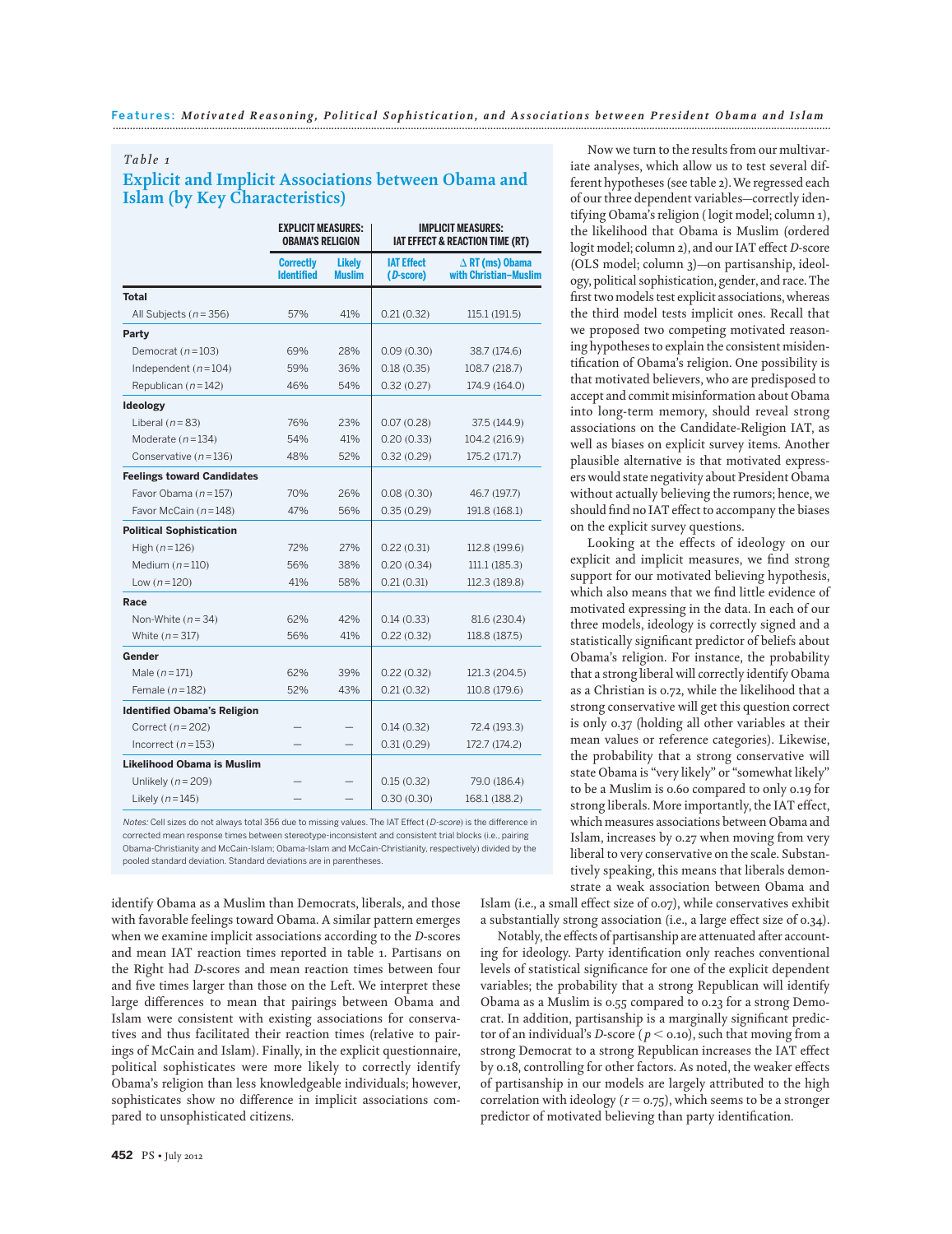*Table 1*

## Explicit and Implicit Associations between Obama and Islam (by Key Characteristics)

| | EXPLICIT MEASURES: OBAMA'S RELIGION | | IMPLICIT MEASURES: IAT EFFECT & REACTION TIME (RT) | |
|---|---|---|---|---|
| | **Correctly Identified** | **Likely Muslim** | **IAT Effect (*D*-score)** | **Δ RT (ms) Obama with Christian–Muslim** |
| **Total** | | | | |
| All Subjects ($n = 356$) | 57% | 41% | 0.21 (0.32) | 115.1 (191.5) |
| **Party** | | | | |
| Democrat ($n = 103$) | 69% | 28% | 0.09 (0.30) | 38.7 (174.6) |
| Independent ($n = 104$) | 59% | 36% | 0.18 (0.35) | 108.7 (218.7) |
| Republican ($n = 142$) | 46% | 54% | 0.32 (0.27) | 174.9 (164.0) |
| **Ideology** | | | | |
| Liberal ($n = 83$) | 76% | 23% | 0.07 (0.28) | 37.5 (144.9) |
| Moderate ($n = 134$) | 54% | 41% | 0.20 (0.33) | 104.2 (216.9) |
| Conservative ($n = 136$) | 48% | 52% | 0.32 (0.29) | 175.2 (171.7) |
| **Feelings toward Candidates** | | | | |
| Favor Obama ($n = 157$) | 70% | 26% | 0.08 (0.30) | 46.7 (197.7) |
| Favor McCain ($n = 148$) | 47% | 56% | 0.35 (0.29) | 191.8 (168.1) |
| **Political Sophistication** | | | | |
| High ($n = 126$) | 72% | 27% | 0.22 (0.31) | 112.8 (199.6) |
| Medium ($n = 110$) | 56% | 38% | 0.20 (0.34) | 111.1 (185.3) |
| Low ($n = 120$) | 41% | 58% | 0.21 (0.31) | 112.3 (189.8) |
| **Race** | | | | |
| Non-White ($n = 34$) | 62% | 42% | 0.14 (0.33) | 81.6 (230.4) |
| White ($n = 317$) | 56% | 41% | 0.22 (0.32) | 118.8 (187.5) |
| **Gender** | | | | |
| Male ($n = 171$) | 62% | 39% | 0.22 (0.32) | 121.3 (204.5) |
| Female ($n = 182$) | 52% | 43% | 0.21 (0.32) | 110.8 (179.6) |
| **Identified Obama's Religion** | | | | |
| Correct ($n = 202$) | — | — | 0.14 (0.32) | 72.4 (193.3) |
| Incorrect ($n = 153$) | — | — | 0.31 (0.29) | 172.7 (174.2) |
| **Likelihood Obama is Muslim** | | | | |
| Unlikely ($n = 209$) | — | — | 0.15 (0.32) | 79.0 (186.4) |
| Likely ($n = 145$) | — | — | 0.30 (0.30) | 168.1 (188.2) |

*Notes:* Cell sizes do not always total 356 due to missing values. The IAT Effect (*D-score*) is the difference in corrected mean response times between stereotype-inconsistent and consistent trial blocks (i.e., pairing Obama-Christianity and McCain-Islam; Obama-Islam and McCain-Christianity, respectively) divided by the pooled standard deviation. Standard deviations are in parentheses.

identify Obama as a Muslim than Democrats, liberals, and those with favorable feelings toward Obama. A similar pattern emerges when we examine implicit associations according to the *D*-scores and mean IAT reaction times reported in table 1. Partisans on the Right had *D*-scores and mean reaction times between four and five times larger than those on the Left. We interpret these large differences to mean that pairings between Obama and Islam were consistent with existing associations for conservatives and thus facilitated their reaction times (relative to pairings of McCain and Islam). Finally, in the explicit questionnaire, political sophisticates were more likely to correctly identify Obama's religion than less knowledgeable individuals; however, sophisticates show no difference in implicit associations compared to unsophisticated citizens.

Now we turn to the results from our multivariate analyses, which allow us to test several different hypotheses (see table 2). We regressed each of our three dependent variables—correctly identifying Obama's religion (logit model; column 1), the likelihood that Obama is Muslim (ordered logit model; column 2), and our IAT effect *D*-score (OLS model; column 3)—on partisanship, ideology, political sophistication, gender, and race. The first two models test explicit associations, whereas the third model tests implicit ones. Recall that we proposed two competing motivated reasoning hypotheses to explain the consistent misidentification of Obama's religion. One possibility is that motivated believers, who are predisposed to accept and commit misinformation about Obama into long-term memory, should reveal strong associations on the Candidate-Religion IAT, as well as biases on explicit survey items. Another plausible alternative is that motivated expressers would state negativity about President Obama without actually believing the rumors; hence, we should find no IAT effect to accompany the biases on the explicit survey questions.

Looking at the effects of ideology on our explicit and implicit measures, we find strong support for our motivated believing hypothesis, which also means that we find little evidence of motivated expressing in the data. In each of our three models, ideology is correctly signed and a statistically significant predictor of beliefs about Obama's religion. For instance, the probability that a strong liberal will correctly identify Obama as a Christian is 0.72, while the likelihood that a strong conservative will get this question correct is only 0.37 (holding all other variables at their mean values or reference categories). Likewise, the probability that a strong conservative will state Obama is "very likely" or "somewhat likely" to be a Muslim is 0.60 compared to only 0.19 for strong liberals. More importantly, the IAT effect, which measures associations between Obama and Islam, increases by 0.27 when moving from very liberal to very conservative on the scale. Substantively speaking, this means that liberals demonstrate a weak association between Obama and Islam (i.e., a small effect size of 0.07), while conservatives exhibit a substantially strong association (i.e., a large effect size of 0.34).

Notably, the effects of partisanship are attenuated after accounting for ideology. Party identification only reaches conventional levels of statistical significance for one of the explicit dependent variables; the probability that a strong Republican will identify Obama as a Muslim is 0.55 compared to 0.23 for a strong Democrat. In addition, partisanship is a marginally significant predictor of an individual's *D*-score ($p < 0.10$), such that moving from a strong Democrat to a strong Republican increases the IAT effect by 0.18, controlling for other factors. As noted, the weaker effects of partisanship in our models are largely attributed to the high correlation with ideology ($r = 0.75$), which seems to be a stronger predictor of motivated believing than party identification.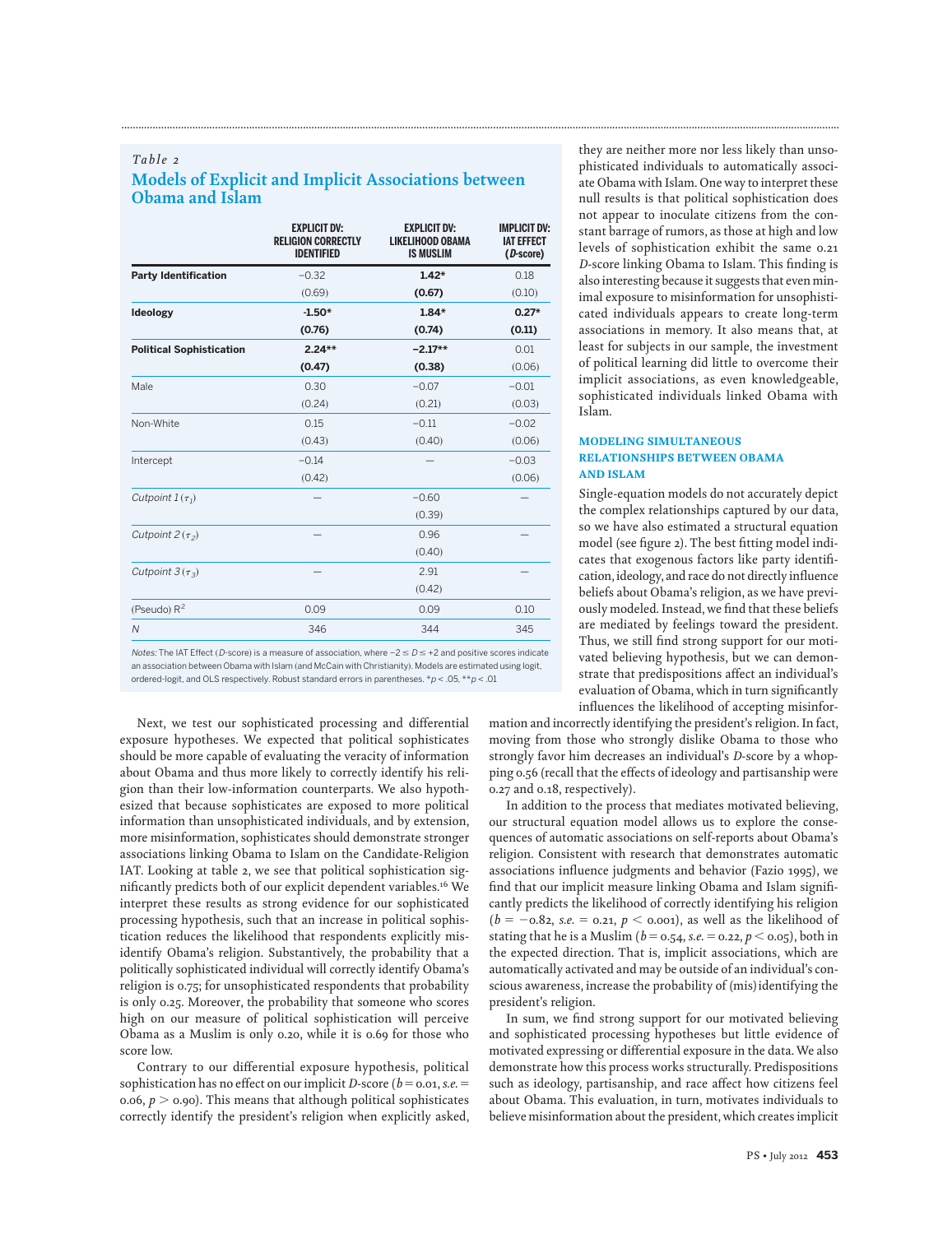*Table 2*

## Models of Explicit and Implicit Associations between Obama and Islam

| | EXPLICIT DV: RELIGION CORRECTLY IDENTIFIED | EXPLICIT DV: LIKELIHOOD OBAMA IS MUSLIM | IMPLICIT DV: IAT EFFECT (*D*-score) |
|---|---|---|---|
| **Party Identification** | −0.32 | **1.42*** | 0.18 |
| | (0.69) | **(0.67)** | (0.10) |
| **Ideology** | **-1.50*** | **1.84*** | **0.27*** |
| | **(0.76)** | **(0.74)** | **(0.11)** |
| **Political Sophistication** | **2.24**** | **−2.17**** | 0.01 |
| | **(0.47)** | **(0.38)** | (0.06) |
| Male | 0.30 | −0.07 | −0.01 |
| | (0.24) | (0.21) | (0.03) |
| Non-White | 0.15 | −0.11 | −0.02 |
| | (0.43) | (0.40) | (0.06) |
| Intercept | −0.14 | — | −0.03 |
| | (0.42) | | (0.06) |
| *Cutpoint 1* ($\tau_1$) | — | −0.60 | — |
| | | (0.39) | |
| *Cutpoint 2* ($\tau_2$) | — | 0.96 | — |
| | | (0.40) | |
| *Cutpoint 3* ($\tau_3$) | — | 2.91 | — |
| | | (0.42) | |
| (Pseudo) $R^2$ | 0.09 | 0.09 | 0.10 |
| *N* | 346 | 344 | 345 |

*Notes:* The IAT Effect (*D*-score) is a measure of association, where $-2 \leq D \leq +2$ and positive scores indicate an association between Obama with Islam (and McCain with Christianity). Models are estimated using logit, ordered-logit, and OLS respectively. Robust standard errors in parentheses. *$p < .05$, **$p < .01$

Next, we test our sophisticated processing and differential exposure hypotheses. We expected that political sophisticates should be more capable of evaluating the veracity of information about Obama and thus more likely to correctly identify his religion than their low-information counterparts. We also hypothesized that because sophisticates are exposed to more political information than unsophisticated individuals, and by extension, more misinformation, sophisticates should demonstrate stronger associations linking Obama to Islam on the Candidate-Religion IAT. Looking at table 2, we see that political sophistication significantly predicts both of our explicit dependent variables.[16] We interpret these results as strong evidence for our sophisticated processing hypothesis, such that an increase in political sophistication reduces the likelihood that respondents explicitly misidentify Obama's religion. Substantively, the probability that a politically sophisticated individual will correctly identify Obama's religion is 0.75; for unsophisticated respondents that probability is only 0.25. Moreover, the probability that someone who scores high on our measure of political sophistication will perceive Obama as a Muslim is only 0.20, while it is 0.69 for those who score low.

Contrary to our differential exposure hypothesis, political sophistication has no effect on our implicit *D*-score ($b = 0.01$, *s.e.* $= 0.06$, $p > 0.90$). This means that although political sophisticates correctly identify the president's religion when explicitly asked, they are neither more nor less likely than unsophisticated individuals to automatically associate Obama with Islam. One way to interpret these null results is that political sophistication does not appear to inoculate citizens from the constant barrage of rumors, as those at high and low levels of sophistication exhibit the same 0.21 *D*-score linking Obama to Islam. This finding is also interesting because it suggests that even minimal exposure to misinformation for unsophisticated individuals appears to create long-term associations in memory. It also means that, at least for subjects in our sample, the investment of political learning did little to overcome their implicit associations, as even knowledgeable, sophisticated individuals linked Obama with Islam.

### MODELING SIMULTANEOUS RELATIONSHIPS BETWEEN OBAMA AND ISLAM

Single-equation models do not accurately depict the complex relationships captured by our data, so we have also estimated a structural equation model (see figure 2). The best fitting model indicates that exogenous factors like party identification, ideology, and race do not directly influence beliefs about Obama's religion, as we have previously modeled. Instead, we find that these beliefs are mediated by feelings toward the president. Thus, we still find strong support for our motivated believing hypothesis, but we can demonstrate that predispositions affect an individual's evaluation of Obama, which in turn significantly influences the likelihood of accepting misinformation and incorrectly identifying the president's religion. In fact, moving from those who strongly dislike Obama to those who strongly favor him decreases an individual's *D*-score by a whopping 0.56 (recall that the effects of ideology and partisanship were 0.27 and 0.18, respectively).

In addition to the process that mediates motivated believing, our structural equation model allows us to explore the consequences of automatic associations on self-reports about Obama's religion. Consistent with research that demonstrates automatic associations influence judgments and behavior (Fazio 1995), we find that our implicit measure linking Obama and Islam significantly predicts the likelihood of correctly identifying his religion ($b = -0.82$, *s.e.* $= 0.21$, $p < 0.001$), as well as the likelihood of stating that he is a Muslim ($b = 0.54$, *s.e.* $= 0.22$, $p < 0.05$), both in the expected direction. That is, implicit associations, which are automatically activated and may be outside of an individual's conscious awareness, increase the probability of (mis)identifying the president's religion.

In sum, we find strong support for our motivated believing and sophisticated processing hypotheses but little evidence of motivated expressing or differential exposure in the data. We also demonstrate how this process works structurally. Predispositions such as ideology, partisanship, and race affect how citizens feel about Obama. This evaluation, in turn, motivates individuals to believe misinformation about the president, which creates implicit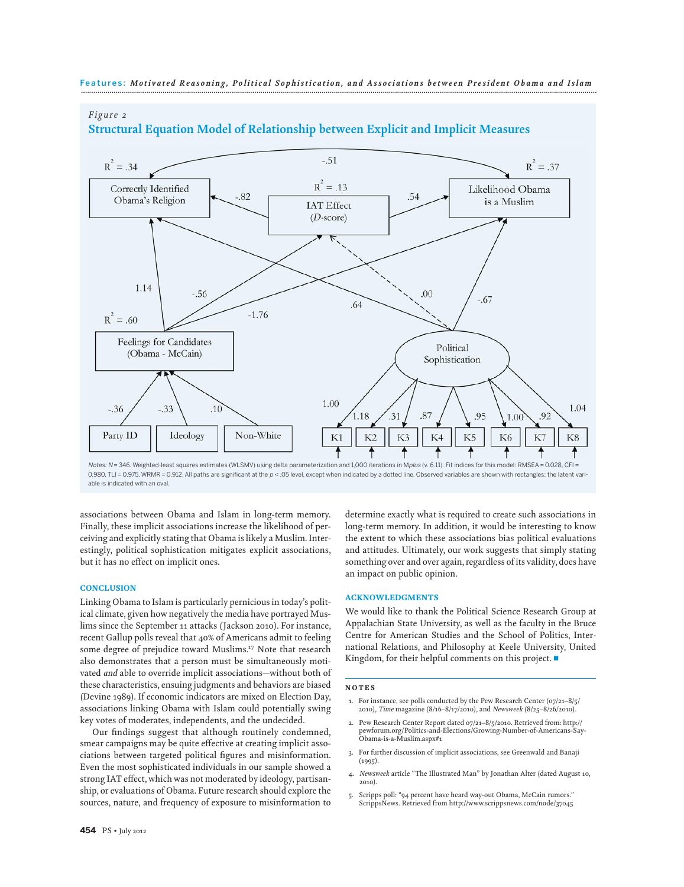*Figure 2*

**Structural Equation Model of Relationship between Explicit and Implicit Measures**

*Notes: N* = 346. Weighted-least squares estimates (WLSMV) using delta parameterization and 1,000 iterations in M*plus* (v. 6.11). Fit indices for this model: RMSEA = 0.028, CFI = 0.980, TLI = 0.975, WRMR = 0.912. All paths are significant at the *p* < .05 level, except when indicated by a dotted line. Observed variables are shown with rectangles; the latent variable is indicated with an oval.

associations between Obama and Islam in long-term memory. Finally, these implicit associations increase the likelihood of perceiving and explicitly stating that Obama is likely a Muslim. Interestingly, political sophistication mitigates explicit associations, but it has no effect on implicit ones.

## CONCLUSION

Linking Obama to Islam is particularly pernicious in today's political climate, given how negatively the media have portrayed Muslims since the September 11 attacks (Jackson 2010). For instance, recent Gallup polls reveal that 40% of Americans admit to feeling some degree of prejudice toward Muslims.[17] Note that research also demonstrates that a person must be simultaneously motivated *and* able to override implicit associations—without both of these characteristics, ensuing judgments and behaviors are biased (Devine 1989). If economic indicators are mixed on Election Day, associations linking Obama with Islam could potentially swing key votes of moderates, independents, and the undecided.

Our findings suggest that although routinely condemned, smear campaigns may be quite effective at creating implicit associations between targeted political figures and misinformation. Even the most sophisticated individuals in our sample showed a strong IAT effect, which was not moderated by ideology, partisanship, or evaluations of Obama. Future research should explore the sources, nature, and frequency of exposure to misinformation to determine exactly what is required to create such associations in long-term memory. In addition, it would be interesting to know the extent to which these associations bias political evaluations and attitudes. Ultimately, our work suggests that simply stating something over and over again, regardless of its validity, does have an impact on public opinion.

## ACKNOWLEDGMENTS

We would like to thank the Political Science Research Group at Appalachian State University, as well as the faculty in the Bruce Centre for American Studies and the School of Politics, International Relations, and Philosophy at Keele University, United Kingdom, for their helpful comments on this project. ■

## NOTES

1. For instance, see polls conducted by the Pew Research Center (07/21–8/5/2010), *Time* magazine (8/16–8/17/2010), and *Newsweek* (8/25–8/26/2010).
2. Pew Research Center Report dated 07/21–8/5/2010. Retrieved from: http://pewforum.org/Politics-and-Elections/Growing-Number-of-Americans-Say-Obama-is-a-Muslim.aspx#1
3. For further discussion of implicit associations, see Greenwald and Banaji (1995).
4. *Newsweek* article "The Illustrated Man" by Jonathan Alter (dated August 10, 2010).
5. Scripps poll: "94 percent have heard way-out Obama, McCain rumors." ScrippsNews. Retrieved from http://www.scrippsnews.com/node/37045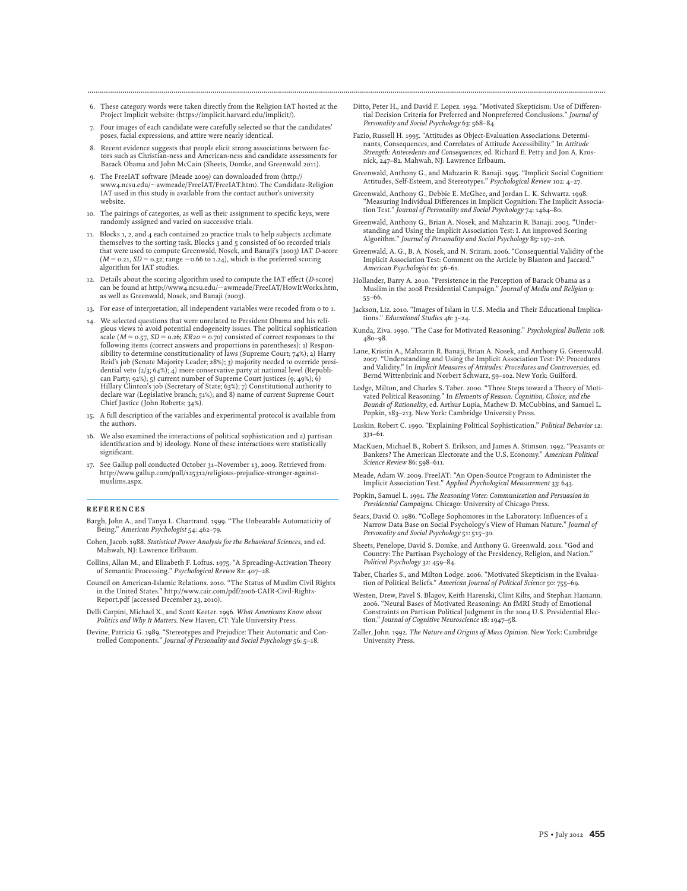6. These category words were taken directly from the Religion IAT hosted at the Project Implicit website: ⟨https://implicit.harvard.edu/implicit/⟩.

7. Four images of each candidate were carefully selected so that the candidates' poses, facial expressions, and attire were nearly identical.

8. Recent evidence suggests that people elicit strong associations between factors such as Christian-ness and American-ness and candidate assessments for Barack Obama and John McCain (Sheets, Domke, and Greenwald 2011).

9. The FreeIAT software (Meade 2009) can downloaded from ⟨http://www4.ncsu.edu/~awmeade/FreeIAT/FreeIAT.htm⟩. The Candidate-Religion IAT used in this study is available from the contact author's university website.

10. The pairings of categories, as well as their assignment to specific keys, were randomly assigned and varied on successive trials.

11. Blocks 1, 2, and 4 each contained 20 practice trials to help subjects acclimate themselves to the sorting task. Blocks 3 and 5 consisted of 60 recorded trials that were used to compute Greenwald, Nosek, and Banaji's (2003) IAT *D*-score ($M = 0.21$, $SD = 0.32$; range −0.66 to 1.24), which is the preferred scoring algorithm for IAT studies.

12. Details about the scoring algorithm used to compute the IAT effect (*D*-score) can be found at http://www4.ncsu.edu/~awmeade/FreeIAT/HowItWorks.htm, as well as Greenwald, Nosek, and Banaji (2003).

13. For ease of interpretation, all independent variables were recoded from 0 to 1.

14. We selected questions that were unrelated to President Obama and his religious views to avoid potential endogeneity issues. The political sophistication scale ($M = 0.57$, $SD = 0.26$; $KR20 = 0.70$) consisted of correct responses to the following items (correct answers and proportions in parentheses): 1) Responsibility to determine constitutionality of laws (Supreme Court; 74%); 2) Harry Reid's job (Senate Majority Leader; 28%); 3) majority needed to override presidential veto (2/3; 64%); 4) more conservative party at national level (Republican Party; 92%); 5) current number of Supreme Court justices (9; 49%); 6) Hillary Clinton's job (Secretary of State; 63%); 7) Constitutional authority to declare war (Legislative branch; 51%); and 8) name of current Supreme Court Chief Justice (John Roberts; 34%).

15. A full description of the variables and experimental protocol is available from the authors.

16. We also examined the interactions of political sophistication and a) partisan identification and b) ideology. None of these interactions were statistically significant.

17. See Gallup poll conducted October 31–November 13, 2009. Retrieved from: http://www.gallup.com/poll/125312/religious-prejudice-stronger-against-muslims.aspx.

## REFERENCES

Bargh, John A., and Tanya L. Chartrand. 1999. "The Unbearable Automaticity of Being." *American Psychologist* 54: 462–79.

Cohen, Jacob. 1988. *Statistical Power Analysis for the Behavioral Sciences,* 2nd ed. Mahwah, NJ: Lawrence Erlbaum.

Collins, Allan M., and Elizabeth F. Loftus. 1975. "A Spreading-Activation Theory of Semantic Processing." *Psychological Review* 82: 407–28.

Council on American-Islamic Relations. 2010. "The Status of Muslim Civil Rights in the United States." http://www.cair.com/pdf/2006-CAIR-Civil-Rights-Report.pdf (accessed December 23, 2010).

Delli Carpini, Michael X., and Scott Keeter. 1996. *What Americans Know about Politics and Why It Matters.* New Haven, CT: Yale University Press.

Devine, Patricia G. 1989. "Stereotypes and Prejudice: Their Automatic and Controlled Components." *Journal of Personality and Social Psychology* 56: 5–18.

Ditto, Peter H., and David F. Lopez. 1992. "Motivated Skepticism: Use of Differential Decision Criteria for Preferred and Nonpreferred Conclusions." *Journal of Personality and Social Psychology* 63: 568–84.

Fazio, Russell H. 1995. "Attitudes as Object-Evaluation Associations: Determinants, Consequences, and Correlates of Attitude Accessibility." In *Attitude Strength: Antecedents and Consequences*, ed. Richard E. Petty and Jon A. Krosnick, 247–82. Mahwah, NJ: Lawrence Erlbaum.

Greenwald, Anthony G., and Mahzarin R. Banaji. 1995. "Implicit Social Cognition: Attitudes, Self-Esteem, and Stereotypes." *Psychological Review* 102: 4–27.

Greenwald, Anthony G., Debbie E. McGhee, and Jordan L. K. Schwartz. 1998. "Measuring Individual Differences in Implicit Cognition: The Implicit Association Test." *Journal of Personality and Social Psychology* 74: 1464–80.

Greenwald, Anthony G., Brian A. Nosek, and Mahzarin R. Banaji. 2003. "Understanding and Using the Implicit Association Test: I. An improved Scoring Algorithm." *Journal of Personality and Social Psychology* 85: 197–216.

Greenwald, A. G., B. A. Nosek, and N. Sriram. 2006. "Consequential Validity of the Implicit Association Test: Comment on the Article by Blanton and Jaccard." *American Psychologist* 61: 56–61.

Hollander, Barry A. 2010. "Persistence in the Perception of Barack Obama as a Muslim in the 2008 Presidential Campaign." *Journal of Media and Religion* 9: 55–66.

Jackson, Liz. 2010. "Images of Islam in U.S. Media and Their Educational Implications." *Educational Studies* 46: 3–24.

Kunda, Ziva. 1990. "The Case for Motivated Reasoning." *Psychological Bulletin* 108: 480–98.

Lane, Kristin A., Mahzarin R. Banaji, Brian A. Nosek, and Anthony G. Greenwald. 2007. "Understanding and Using the Implicit Association Test: IV: Procedures and Validity." In *Implicit Measures of Attitudes: Procedures and Controversies*, ed. Bernd Wittenbrink and Norbert Schwarz, 59–102. New York: Guilford.

Lodge, Milton, and Charles S. Taber. 2000. "Three Steps toward a Theory of Motivated Political Reasoning." In *Elements of Reason: Cognition, Choice, and the Bounds of Rationality*, ed. Arthur Lupia, Mathew D. McCubbins, and Samuel L. Popkin, 183–213. New York: Cambridge University Press.

Luskin, Robert C. 1990. "Explaining Political Sophistication." *Political Behavior* 12: 331–61.

MacKuen, Michael B., Robert S. Erikson, and James A. Stimson. 1992. "Peasants or Bankers? The American Electorate and the U.S. Economy." *American Political Science Review* 86: 598–611.

Meade, Adam W. 2009. FreeIAT: "An Open-Source Program to Administer the Implicit Association Test." *Applied Psychological Measurement* 33: 643.

Popkin, Samuel L. 1991. *The Reasoning Voter: Communication and Persuasion in Presidential Campaigns*. Chicago: University of Chicago Press.

Sears, David O. 1986. "College Sophomores in the Laboratory: Influences of a Narrow Data Base on Social Psychology's View of Human Nature." *Journal of Personality and Social Psychology* 51: 515–30.

Sheets, Penelope, David S. Domke, and Anthony G. Greenwald. 2011. "God and Country: The Partisan Psychology of the Presidency, Religion, and Nation." *Political Psychology* 32: 459–84.

Taber, Charles S., and Milton Lodge. 2006. "Motivated Skepticism in the Evaluation of Political Beliefs." *American Journal of Political Science* 50: 755–69.

Westen, Drew, Pavel S. Blagov, Keith Harenski, Clint Kilts, and Stephan Hamann. 2006. "Neural Bases of Motivated Reasoning: An fMRI Study of Emotional Constraints on Partisan Political Judgment in the 2004 U.S. Presidential Election." *Journal of Cognitive Neuroscience* 18: 1947–58.

Zaller, John. 1992. *The Nature and Origins of Mass Opinion*. New York: Cambridge University Press.